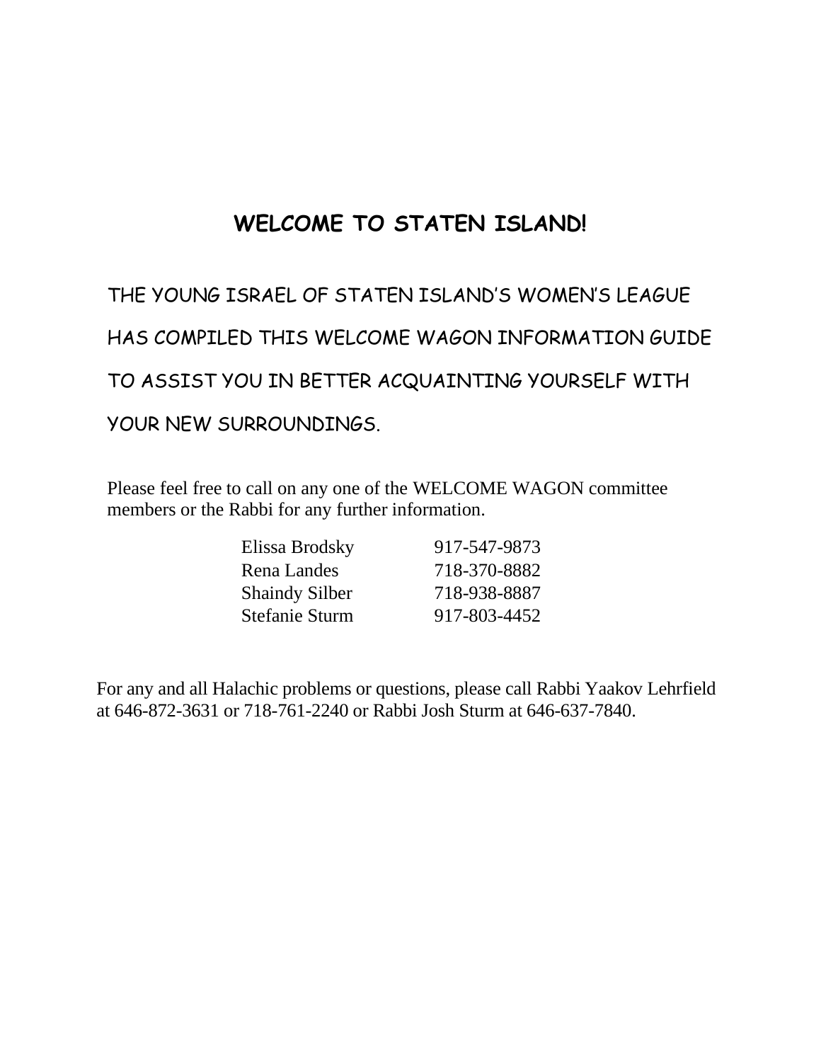# WELCOME TO STATEN ISLAND!

THE YOUNG ISRAEL OF STATEN ISLAND'S WOMEN'S LEAGUE HAS COMPILED THIS WELCOME WAGON INFORMATION GUIDE TO ASSIST YOU IN BETTER ACQUAINTING YOURSELF WITH YOUR NEW SURROUNDINGS.

Please feel free to call on any one of the WELCOME WAGON committee members or the Rabbi for any further information.

| | |
|---|---|
| Elissa Brodsky | 917-547-9873 |
| Rena Landes | 718-370-8882 |
| Shaindy Silber | 718-938-8887 |
| Stefanie Sturm | 917-803-4452 |

For any and all Halachic problems or questions, please call Rabbi Yaakov Lehrfield at 646-872-3631 or 718-761-2240 or Rabbi Josh Sturm at 646-637-7840.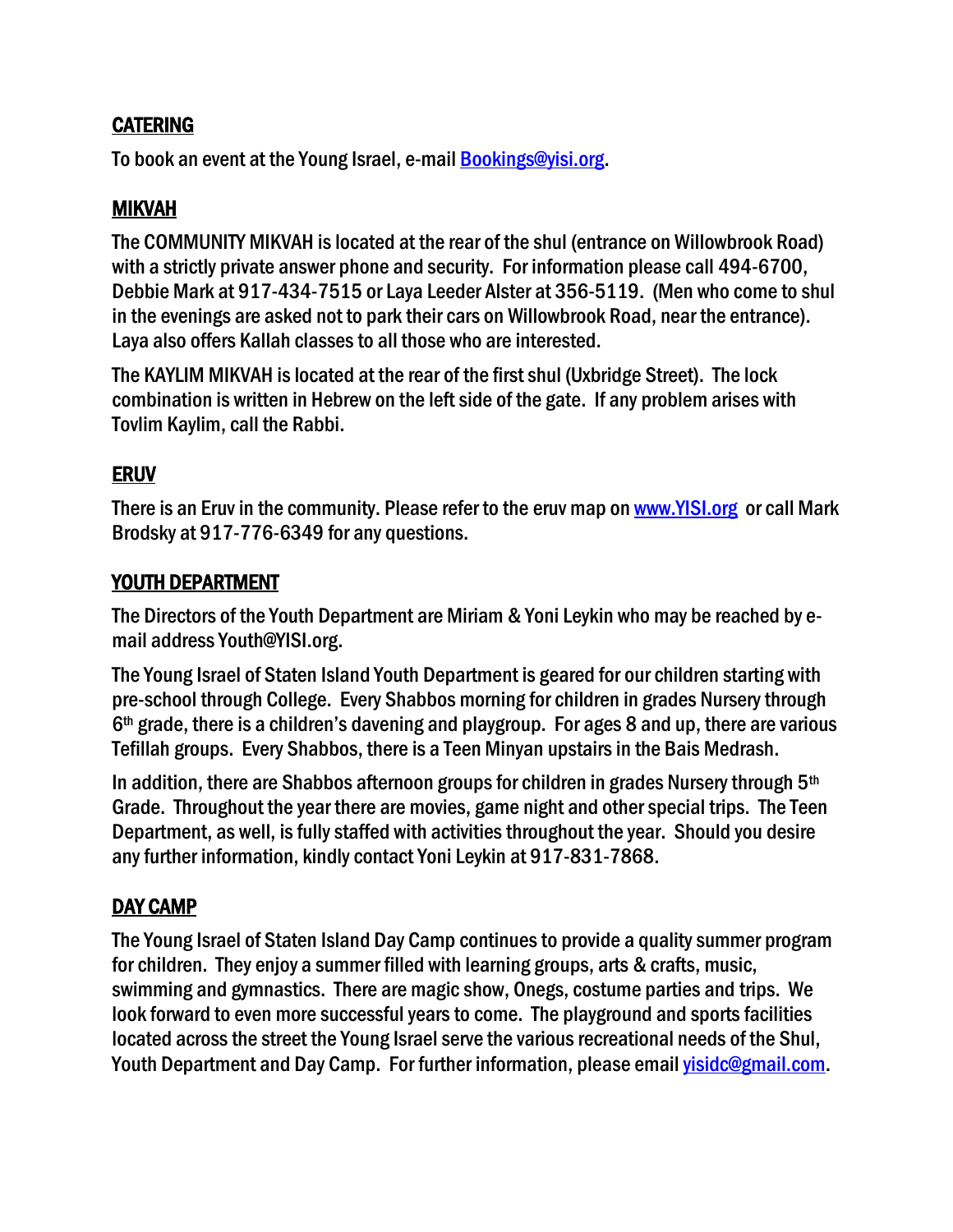## CATERING

To book an event at the Young Israel, e-mail [Bookings@yisi.org](mailto:Bookings@yisi.org).

## MIKVAH

The COMMUNITY MIKVAH is located at the rear of the shul (entrance on Willowbrook Road) with a strictly private answer phone and security. For information please call 494-6700, Debbie Mark at 917-434-7515 or Laya Leeder Alster at 356-5119. (Men who come to shul in the evenings are asked not to park their cars on Willowbrook Road, near the entrance). Laya also offers Kallah classes to all those who are interested.

The KAYLIM MIKVAH is located at the rear of the first shul (Uxbridge Street). The lock combination is written in Hebrew on the left side of the gate. If any problem arises with Tovlim Kaylim, call the Rabbi.

## ERUV

There is an Eruv in the community. Please refer to the eruv map on [www.YISI.org](http://www.YISI.org) or call Mark Brodsky at 917-776-6349 for any questions.

## YOUTH DEPARTMENT

The Directors of the Youth Department are Miriam & Yoni Leykin who may be reached by e-mail address Youth@YISI.org.

The Young Israel of Staten Island Youth Department is geared for our children starting with pre-school through College. Every Shabbos morning for children in grades Nursery through 6th grade, there is a children's davening and playgroup. For ages 8 and up, there are various Tefillah groups. Every Shabbos, there is a Teen Minyan upstairs in the Bais Medrash.

In addition, there are Shabbos afternoon groups for children in grades Nursery through 5th Grade. Throughout the year there are movies, game night and other special trips. The Teen Department, as well, is fully staffed with activities throughout the year. Should you desire any further information, kindly contact Yoni Leykin at 917-831-7868.

## DAY CAMP

The Young Israel of Staten Island Day Camp continues to provide a quality summer program for children. They enjoy a summer filled with learning groups, arts & crafts, music, swimming and gymnastics. There are magic show, Onegs, costume parties and trips. We look forward to even more successful years to come. The playground and sports facilities located across the street the Young Israel serve the various recreational needs of the Shul, Youth Department and Day Camp. For further information, please email [yisidc@gmail.com](mailto:yisidc@gmail.com).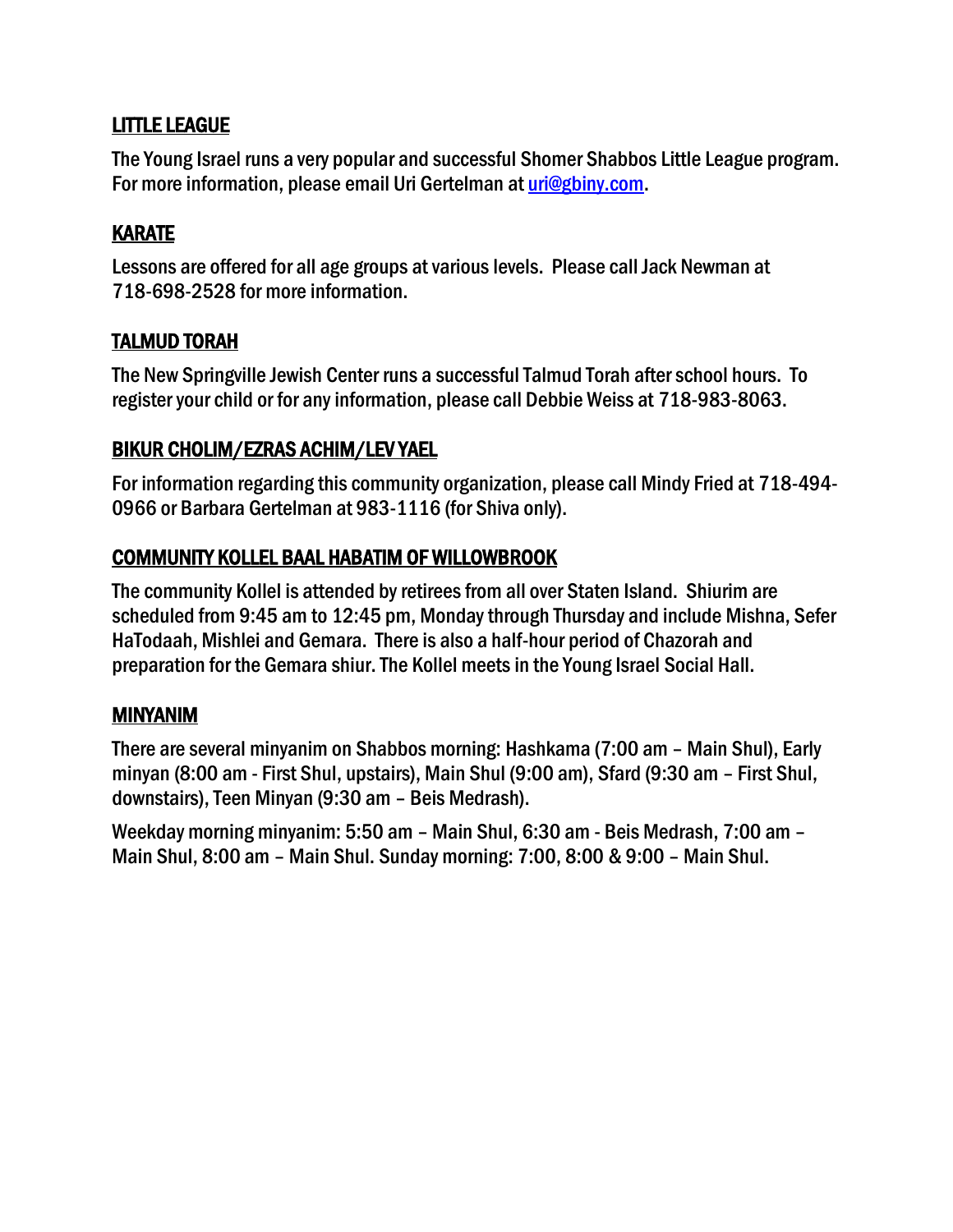## LITTLE LEAGUE

The Young Israel runs a very popular and successful Shomer Shabbos Little League program. For more information, please email Uri Gertelman at uri@gbiny.com.

## KARATE

Lessons are offered for all age groups at various levels. Please call Jack Newman at 718-698-2528 for more information.

## TALMUD TORAH

The New Springville Jewish Center runs a successful Talmud Torah after school hours. To register your child or for any information, please call Debbie Weiss at 718-983-8063.

## BIKUR CHOLIM/EZRAS ACHIM/LEV YAEL

For information regarding this community organization, please call Mindy Fried at 718-494-0966 or Barbara Gertelman at 983-1116 (for Shiva only).

## COMMUNITY KOLLEL BAAL HABATIM OF WILLOWBROOK

The community Kollel is attended by retirees from all over Staten Island. Shiurim are scheduled from 9:45 am to 12:45 pm, Monday through Thursday and include Mishna, Sefer HaTodaah, Mishlei and Gemara. There is also a half-hour period of Chazorah and preparation for the Gemara shiur. The Kollel meets in the Young Israel Social Hall.

## MINYANIM

There are several minyanim on Shabbos morning: Hashkama (7:00 am – Main Shul), Early minyan (8:00 am - First Shul, upstairs), Main Shul (9:00 am), Sfard (9:30 am – First Shul, downstairs), Teen Minyan (9:30 am – Beis Medrash).

Weekday morning minyanim: 5:50 am – Main Shul, 6:30 am - Beis Medrash, 7:00 am – Main Shul, 8:00 am – Main Shul. Sunday morning: 7:00, 8:00 & 9:00 – Main Shul.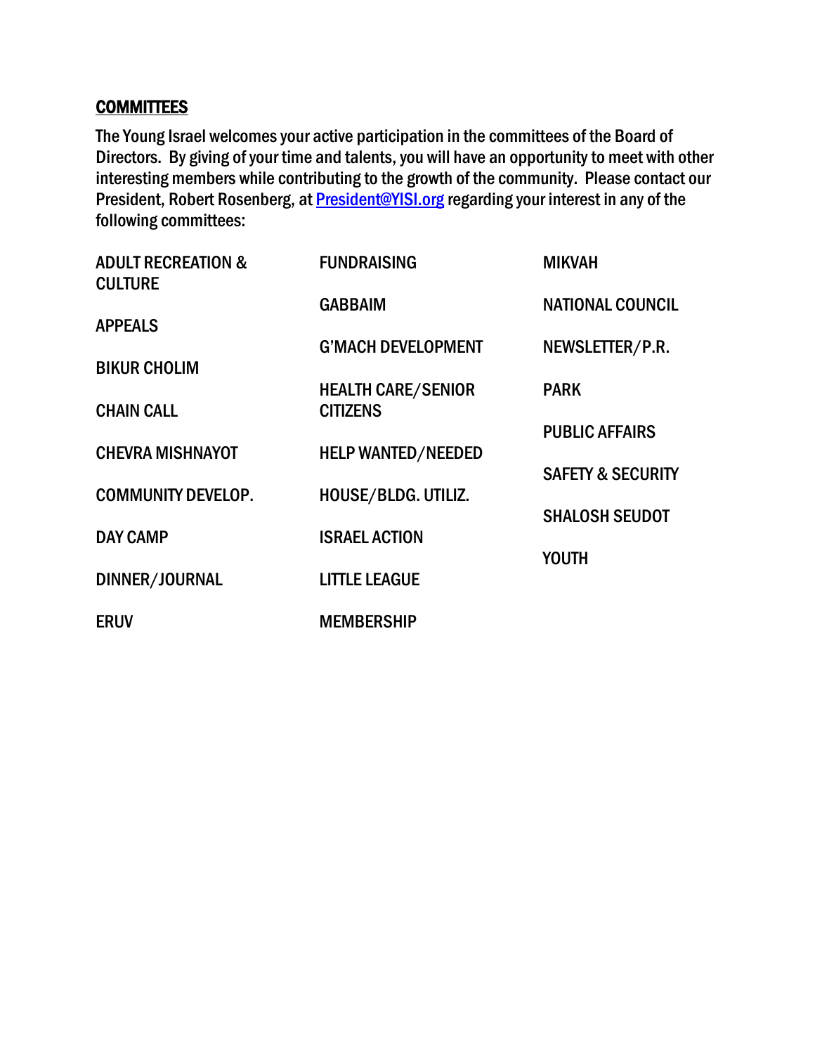## COMMITTEES

The Young Israel welcomes your active participation in the committees of the Board of Directors. By giving of your time and talents, you will have an opportunity to meet with other interesting members while contributing to the growth of the community. Please contact our President, Robert Rosenberg, at [President@YISI.org](mailto:President@YISI.org) regarding your interest in any of the following committees:

- ADULT RECREATION & CULTURE
- APPEALS
- BIKUR CHOLIM
- CHAIN CALL
- CHEVRA MISHNAYOT
- COMMUNITY DEVELOP.
- DAY CAMP
- DINNER/JOURNAL
- ERUV
- FUNDRAISING
- GABBAIM
- G'MACH DEVELOPMENT
- HEALTH CARE/SENIOR CITIZENS
- HELP WANTED/NEEDED
- HOUSE/BLDG. UTILIZ.
- ISRAEL ACTION
- LITTLE LEAGUE
- MEMBERSHIP
- MIKVAH
- NATIONAL COUNCIL
- NEWSLETTER/P.R.
- PARK
- PUBLIC AFFAIRS
- SAFETY & SECURITY
- SHALOSH SEUDOT
- YOUTH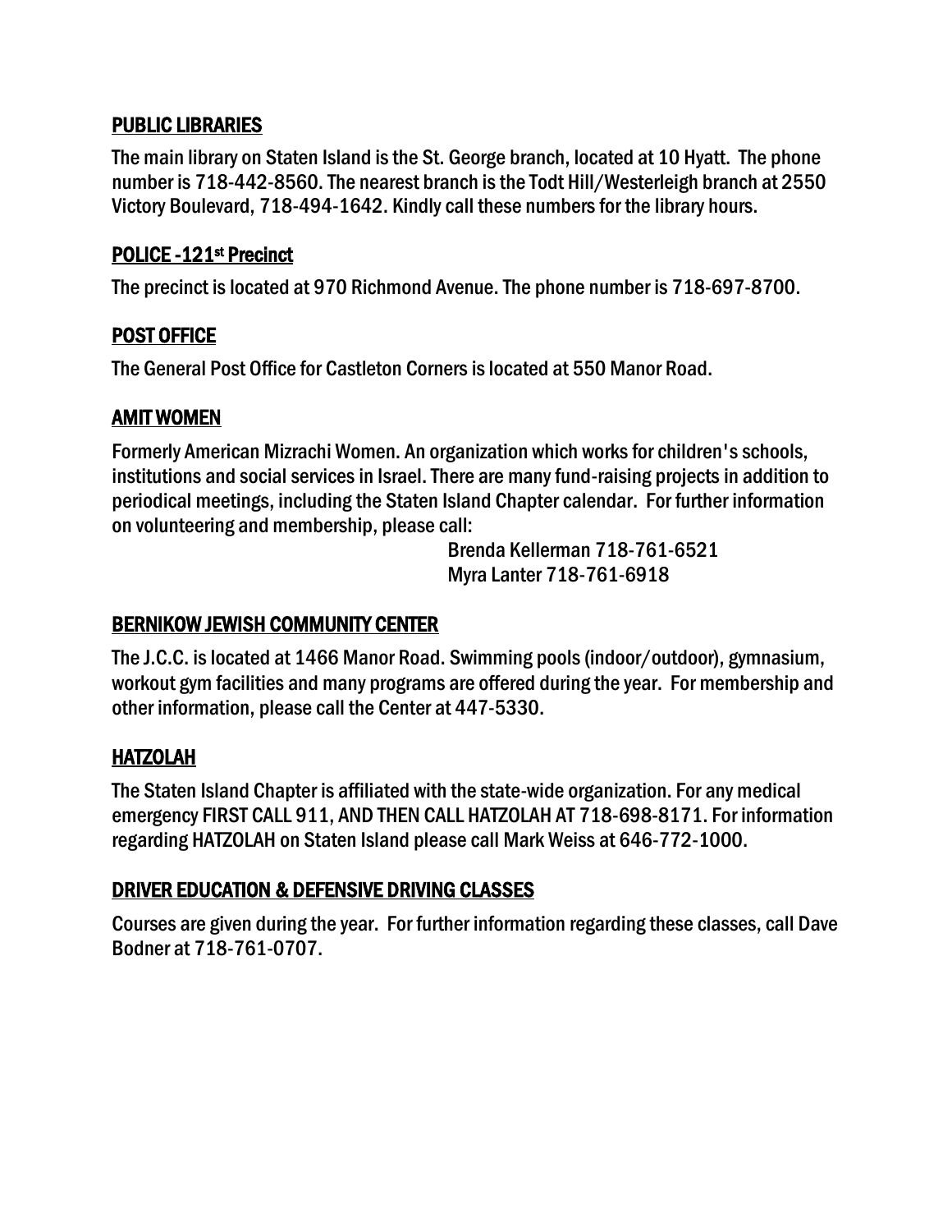## PUBLIC LIBRARIES

The main library on Staten Island is the St. George branch, located at 10 Hyatt. The phone number is 718-442-8560. The nearest branch is the Todt Hill/Westerleigh branch at 2550 Victory Boulevard, 718-494-1642. Kindly call these numbers for the library hours.

## POLICE -121st Precinct

The precinct is located at 970 Richmond Avenue. The phone number is 718-697-8700.

## POST OFFICE

The General Post Office for Castleton Corners is located at 550 Manor Road.

## AMIT WOMEN

Formerly American Mizrachi Women. An organization which works for children's schools, institutions and social services in Israel. There are many fund-raising projects in addition to periodical meetings, including the Staten Island Chapter calendar. For further information on volunteering and membership, please call:

Brenda Kellerman 718-761-6521
Myra Lanter 718-761-6918

## BERNIKOW JEWISH COMMUNITY CENTER

The J.C.C. is located at 1466 Manor Road. Swimming pools (indoor/outdoor), gymnasium, workout gym facilities and many programs are offered during the year. For membership and other information, please call the Center at 447-5330.

## HATZOLAH

The Staten Island Chapter is affiliated with the state-wide organization. For any medical emergency FIRST CALL 911, AND THEN CALL HATZOLAH AT 718-698-8171. For information regarding HATZOLAH on Staten Island please call Mark Weiss at 646-772-1000.

## DRIVER EDUCATION & DEFENSIVE DRIVING CLASSES

Courses are given during the year. For further information regarding these classes, call Dave Bodner at 718-761-0707.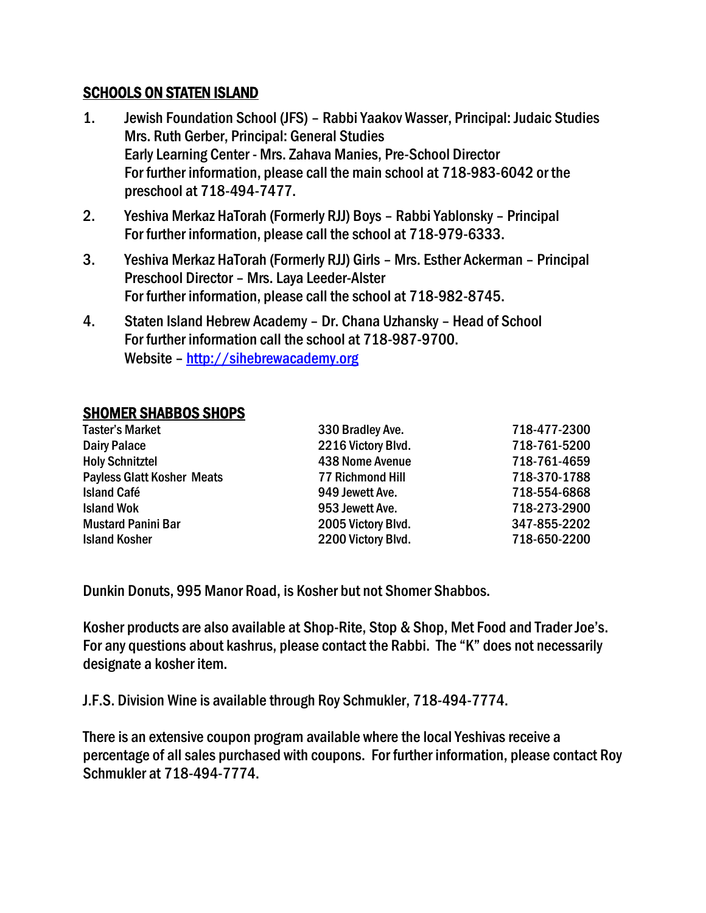## SCHOOLS ON STATEN ISLAND

1. Jewish Foundation School (JFS) – Rabbi Yaakov Wasser, Principal: Judaic Studies
   Mrs. Ruth Gerber, Principal: General Studies
   Early Learning Center - Mrs. Zahava Manies, Pre-School Director
   For further information, please call the main school at 718-983-6042 or the preschool at 718-494-7477.
2. Yeshiva Merkaz HaTorah (Formerly RJJ) Boys – Rabbi Yablonsky – Principal
   For further information, please call the school at 718-979-6333.
3. Yeshiva Merkaz HaTorah (Formerly RJJ) Girls – Mrs. Esther Ackerman – Principal
   Preschool Director – Mrs. Laya Leeder-Alster
   For further information, please call the school at 718-982-8745.
4. Staten Island Hebrew Academy – Dr. Chana Uzhansky – Head of School
   For further information call the school at 718-987-9700.
   Website – http://sihebrewacademy.org

## SHOMER SHABBOS SHOPS

| | | |
|---|---|---|
| Taster's Market | 330 Bradley Ave. | 718-477-2300 |
| Dairy Palace | 2216 Victory Blvd. | 718-761-5200 |
| Holy Schnitztel | 438 Nome Avenue | 718-761-4659 |
| Payless Glatt Kosher Meats | 77 Richmond Hill | 718-370-1788 |
| Island Café | 949 Jewett Ave. | 718-554-6868 |
| Island Wok | 953 Jewett Ave. | 718-273-2900 |
| Mustard Panini Bar | 2005 Victory Blvd. | 347-855-2202 |
| Island Kosher | 2200 Victory Blvd. | 718-650-2200 |

Dunkin Donuts, 995 Manor Road, is Kosher but not Shomer Shabbos.

Kosher products are also available at Shop-Rite, Stop & Shop, Met Food and Trader Joe's. For any questions about kashrus, please contact the Rabbi. The "K" does not necessarily designate a kosher item.

J.F.S. Division Wine is available through Roy Schmukler, 718-494-7774.

There is an extensive coupon program available where the local Yeshivas receive a percentage of all sales purchased with coupons. For further information, please contact Roy Schmukler at 718-494-7774.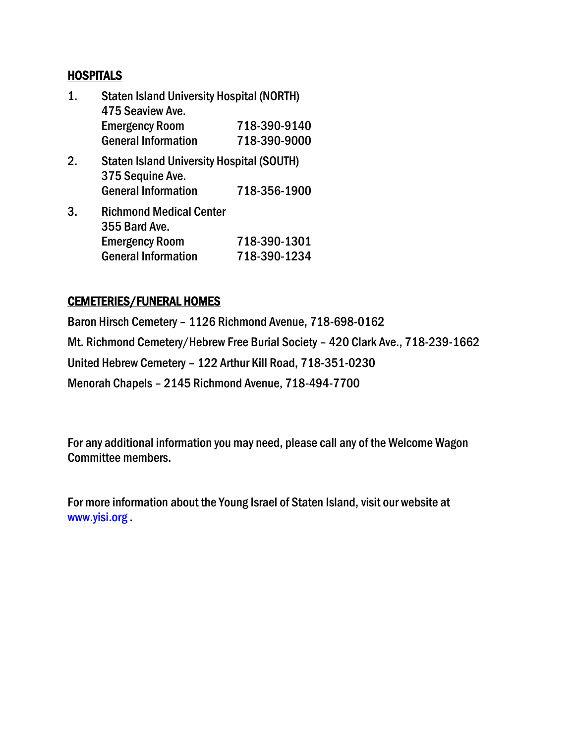## HOSPITALS

1. Staten Island University Hospital (NORTH)
   475 Seaview Ave.
   Emergency Room 718-390-9140
   General Information 718-390-9000

2. Staten Island University Hospital (SOUTH)
   375 Sequine Ave.
   General Information 718-356-1900

3. Richmond Medical Center
   355 Bard Ave.
   Emergency Room 718-390-1301
   General Information 718-390-1234

## CEMETERIES/FUNERAL HOMES

Baron Hirsch Cemetery – 1126 Richmond Avenue, 718-698-0162

Mt. Richmond Cemetery/Hebrew Free Burial Society – 420 Clark Ave., 718-239-1662

United Hebrew Cemetery – 122 Arthur Kill Road, 718-351-0230

Menorah Chapels – 2145 Richmond Avenue, 718-494-7700

For any additional information you may need, please call any of the Welcome Wagon Committee members.

For more information about the Young Israel of Staten Island, visit our website at [www.yisi.org](http://www.yisi.org) .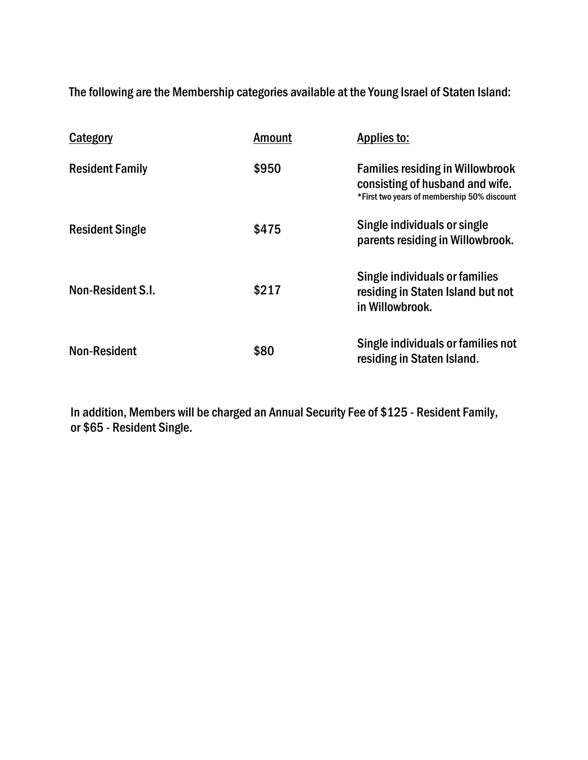The following are the Membership categories available at the Young Israel of Staten Island:

| Category | Amount | Applies to: |
| --- | --- | --- |
| Resident Family | \$950 | Families residing in Willowbrook consisting of husband and wife. *First two years of membership 50% discount |
| Resident Single | \$475 | Single individuals or single parents residing in Willowbrook. |
| Non-Resident S.I. | \$217 | Single individuals or families residing in Staten Island but not in Willowbrook. |
| Non-Resident | \$80 | Single individuals or families not residing in Staten Island. |

In addition, Members will be charged an Annual Security Fee of \$125 - Resident Family, or \$65 - Resident Single.